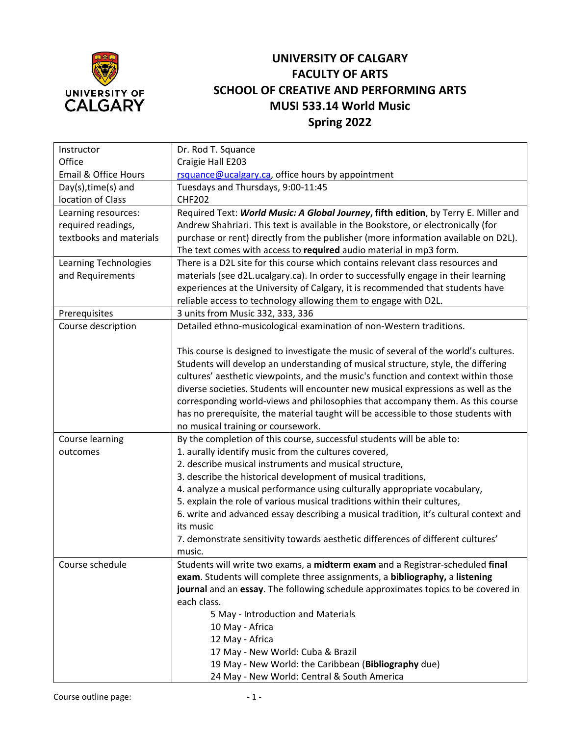# UNIVERSITY OF CALGARY
## FACULTY OF ARTS
## SCHOOL OF CREATIVE AND PERFORMING ARTS
## MUSI 533.14 World Music
## Spring 2022

| | |
|---|---|
| Instructor<br>Office<br>Email & Office Hours | Dr. Rod T. Squance<br>Craigie Hall E203<br>rsquance@ucalgary.ca, office hours by appointment |
| Day(s),time(s) and location of Class | Tuesdays and Thursdays, 9:00-11:45<br>CHF202 |
| Learning resources: required readings, textbooks and materials | Required Text: ***World Music: A Global Journey*, fifth edition**, by Terry E. Miller and Andrew Shahriari. This text is available in the Bookstore, or electronically (for purchase or rent) directly from the publisher (more information available on D2L). The text comes with access to **required** audio material in mp3 form. |
| Learning Technologies and Requirements | There is a D2L site for this course which contains relevant class resources and materials (see d2L.ucalgary.ca). In order to successfully engage in their learning experiences at the University of Calgary, it is recommended that students have reliable access to technology allowing them to engage with D2L. |
| Prerequisites | 3 units from Music 332, 333, 336 |
| Course description | Detailed ethno-musicological examination of non-Western traditions.<br><br>This course is designed to investigate the music of several of the world's cultures. Students will develop an understanding of musical structure, style, the differing cultures' aesthetic viewpoints, and the music's function and context within those diverse societies. Students will encounter new musical expressions as well as the corresponding world-views and philosophies that accompany them. As this course has no prerequisite, the material taught will be accessible to those students with no musical training or coursework. |
| Course learning outcomes | By the completion of this course, successful students will be able to:<br>1. aurally identify music from the cultures covered,<br>2. describe musical instruments and musical structure,<br>3. describe the historical development of musical traditions,<br>4. analyze a musical performance using culturally appropriate vocabulary,<br>5. explain the role of various musical traditions within their cultures,<br>6. write and advanced essay describing a musical tradition, it's cultural context and its music<br>7. demonstrate sensitivity towards aesthetic differences of different cultures' music. |
| Course schedule | Students will write two exams, a **midterm exam** and a Registrar-scheduled **final exam**. Students will complete three assignments, a **bibliography,** a **listening journal** and an **essay**. The following schedule approximates topics to be covered in each class.<br>5 May - Introduction and Materials<br>10 May - Africa<br>12 May - Africa<br>17 May - New World: Cuba & Brazil<br>19 May - New World: the Caribbean (**Bibliography** due)<br>24 May - New World: Central & South America |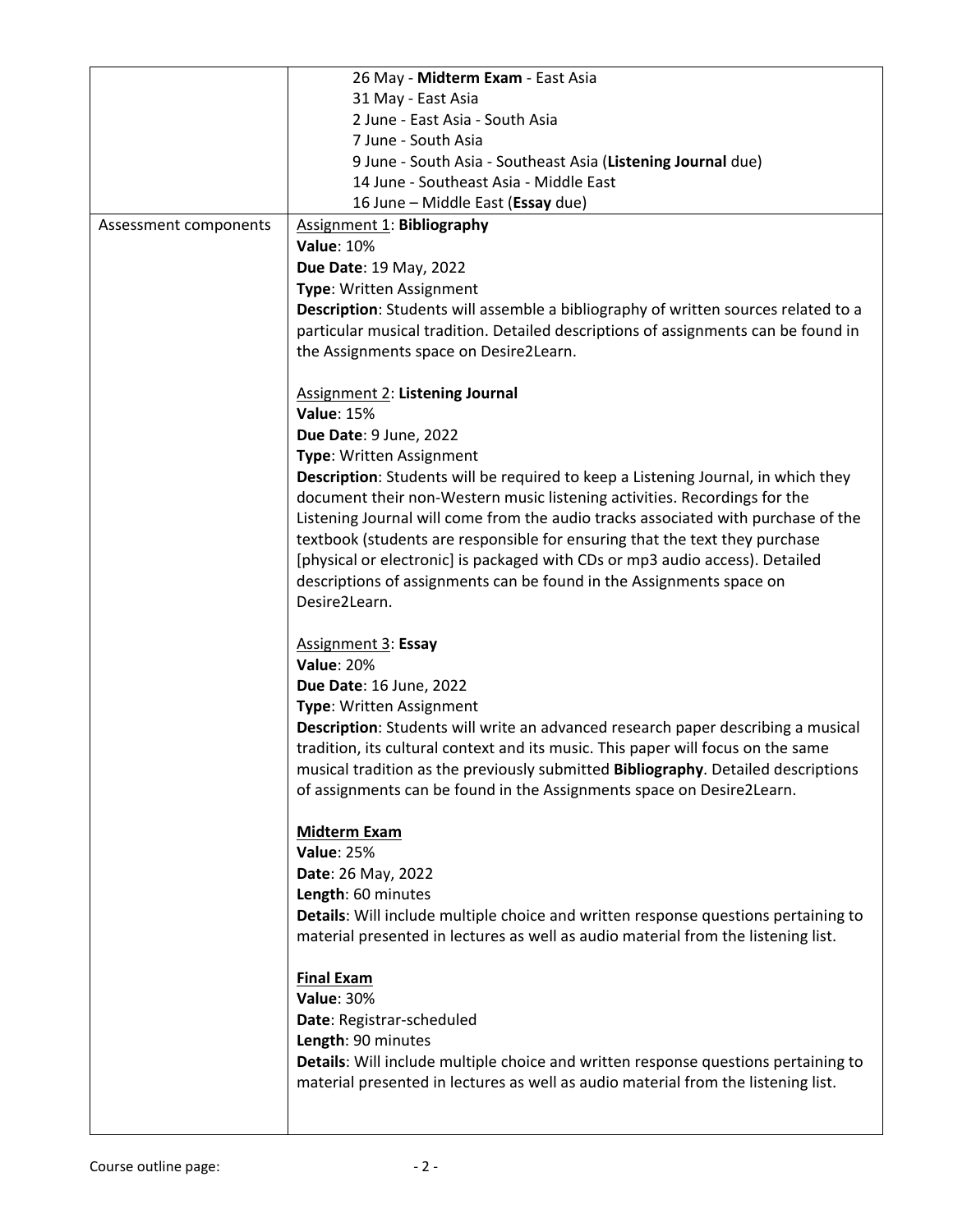| | |
|---|---|
| | 26 May - **Midterm Exam** - East Asia<br>31 May - East Asia<br>2 June - East Asia - South Asia<br>7 June - South Asia<br>9 June - South Asia - Southeast Asia (**Listening Journal** due)<br>14 June - Southeast Asia - Middle East<br>16 June – Middle East (**Essay** due) |
| Assessment components | <u>Assignment 1</u>: **Bibliography**<br>**Value**: 10%<br>**Due Date**: 19 May, 2022<br>**Type**: Written Assignment<br>**Description**: Students will assemble a bibliography of written sources related to a particular musical tradition. Detailed descriptions of assignments can be found in the Assignments space on Desire2Learn.<br><br><u>Assignment 2</u>: **Listening Journal**<br>**Value**: 15%<br>**Due Date**: 9 June, 2022<br>**Type**: Written Assignment<br>**Description**: Students will be required to keep a Listening Journal, in which they document their non-Western music listening activities. Recordings for the Listening Journal will come from the audio tracks associated with purchase of the textbook (students are responsible for ensuring that the text they purchase [physical or electronic] is packaged with CDs or mp3 audio access). Detailed descriptions of assignments can be found in the Assignments space on Desire2Learn.<br><br><u>Assignment 3</u>: **Essay**<br>**Value**: 20%<br>**Due Date**: 16 June, 2022<br>**Type**: Written Assignment<br>**Description**: Students will write an advanced research paper describing a musical tradition, its cultural context and its music. This paper will focus on the same musical tradition as the previously submitted **Bibliography**. Detailed descriptions of assignments can be found in the Assignments space on Desire2Learn.<br><br>**<u>Midterm Exam</u>**<br>**Value**: 25%<br>**Date**: 26 May, 2022<br>**Length**: 60 minutes<br>**Details**: Will include multiple choice and written response questions pertaining to material presented in lectures as well as audio material from the listening list.<br><br>**<u>Final Exam</u>**<br>**Value**: 30%<br>**Date**: Registrar-scheduled<br>**Length**: 90 minutes<br>**Details**: Will include multiple choice and written response questions pertaining to material presented in lectures as well as audio material from the listening list. |

Course outline page: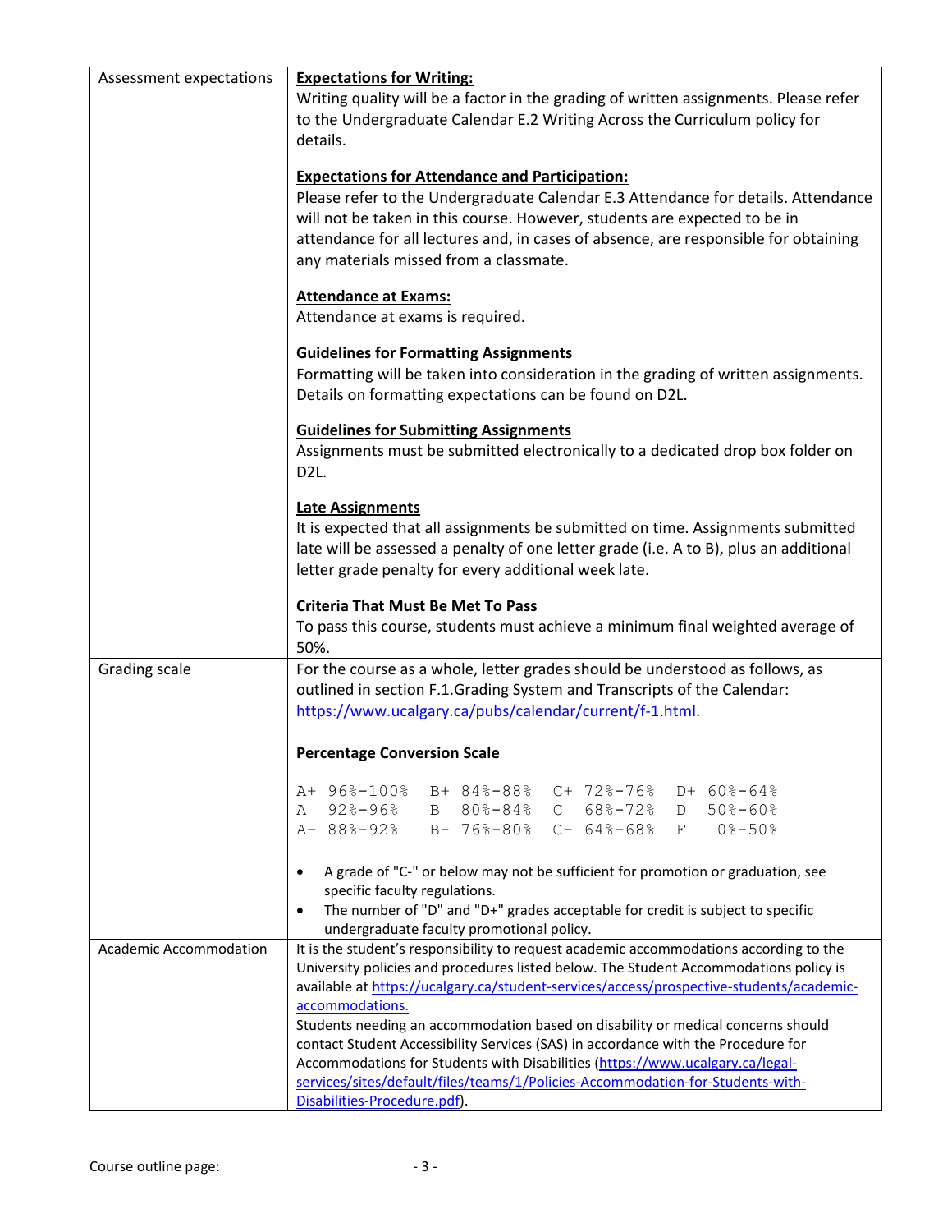| | |
|---|---|
| Assessment expectations | **Expectations for Writing:**<br>Writing quality will be a factor in the grading of written assignments. Please refer to the Undergraduate Calendar E.2 Writing Across the Curriculum policy for details.<br><br>**Expectations for Attendance and Participation:**<br>Please refer to the Undergraduate Calendar E.3 Attendance for details. Attendance will not be taken in this course. However, students are expected to be in attendance for all lectures and, in cases of absence, are responsible for obtaining any materials missed from a classmate.<br><br>**Attendance at Exams:**<br>Attendance at exams is required.<br><br>**Guidelines for Formatting Assignments**<br>Formatting will be taken into consideration in the grading of written assignments. Details on formatting expectations can be found on D2L.<br><br>**Guidelines for Submitting Assignments**<br>Assignments must be submitted electronically to a dedicated drop box folder on D2L.<br><br>**Late Assignments**<br>It is expected that all assignments be submitted on time. Assignments submitted late will be assessed a penalty of one letter grade (i.e. A to B), plus an additional letter grade penalty for every additional week late.<br><br>**Criteria That Must Be Met To Pass**<br>To pass this course, students must achieve a minimum final weighted average of 50%. |
| Grading scale | For the course as a whole, letter grades should be understood as follows, as outlined in section F.1.Grading System and Transcripts of the Calendar: https://www.ucalgary.ca/pubs/calendar/current/f-1.html.<br><br>**Percentage Conversion Scale**<br><br>A+ 96%-100% &nbsp; B+ 84%-88% &nbsp; C+ 72%-76% &nbsp; D+ 60%-64%<br>A &nbsp; 92%-96% &nbsp; B &nbsp; 80%-84% &nbsp; C &nbsp; 68%-72% &nbsp; D &nbsp; 50%-60%<br>A- 88%-92% &nbsp; B- 76%-80% &nbsp; C- 64%-68% &nbsp; F &nbsp; 0%-50%<br><br>• A grade of "C-" or below may not be sufficient for promotion or graduation, see specific faculty regulations.<br>• The number of "D" and "D+" grades acceptable for credit is subject to specific undergraduate faculty promotional policy. |
| Academic Accommodation | It is the student's responsibility to request academic accommodations according to the University policies and procedures listed below. The Student Accommodations policy is available at https://ucalgary.ca/student-services/access/prospective-students/academic-accommodations.<br>Students needing an accommodation based on disability or medical concerns should contact Student Accessibility Services (SAS) in accordance with the Procedure for Accommodations for Students with Disabilities (https://www.ucalgary.ca/legal-services/sites/default/files/teams/1/Policies-Accommodation-for-Students-with-Disabilities-Procedure.pdf). |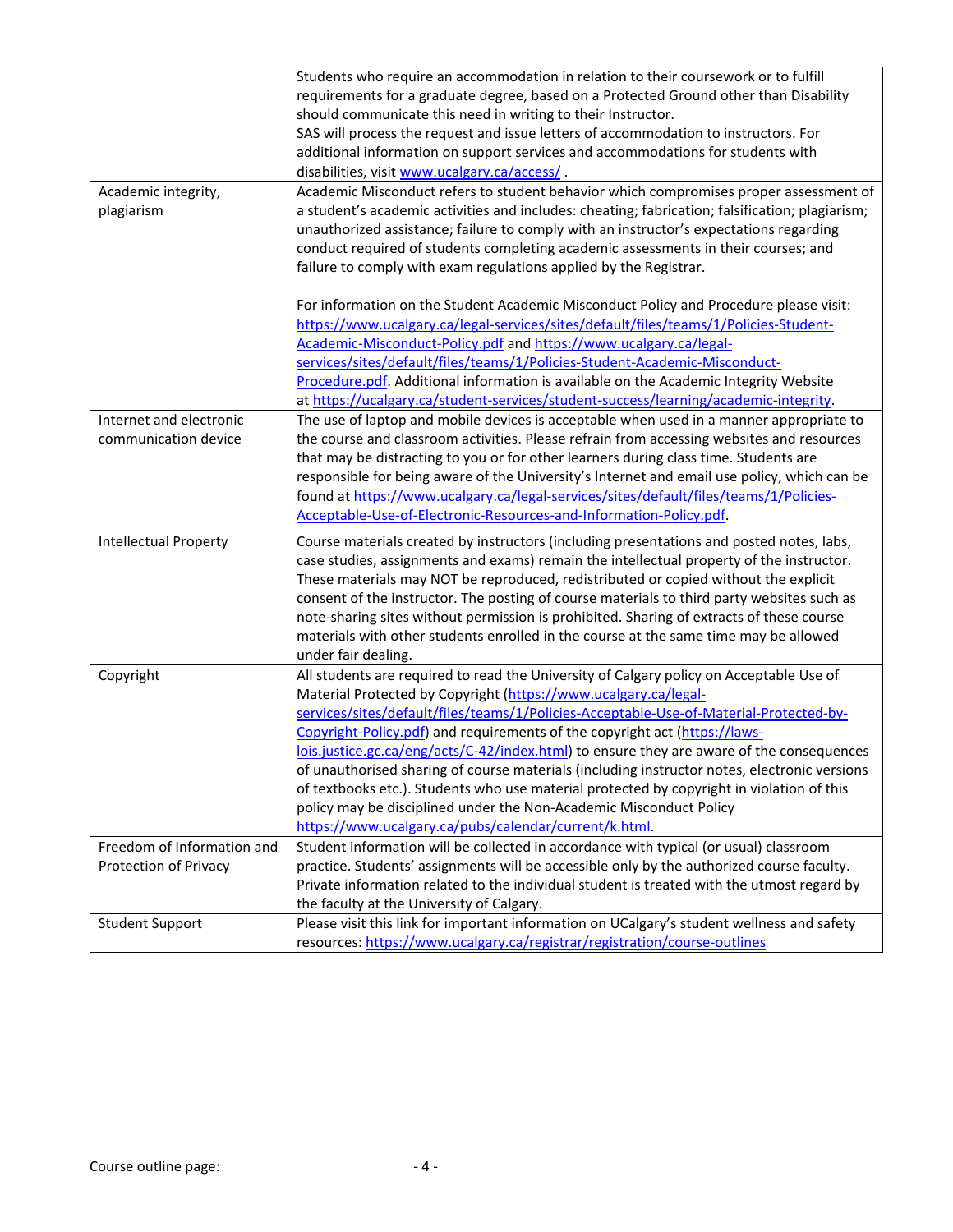| | |
|---|---|
| | Students who require an accommodation in relation to their coursework or to fulfill requirements for a graduate degree, based on a Protected Ground other than Disability should communicate this need in writing to their Instructor.<br>SAS will process the request and issue letters of accommodation to instructors. For additional information on support services and accommodations for students with disabilities, visit www.ucalgary.ca/access/ . |
| Academic integrity, plagiarism | Academic Misconduct refers to student behavior which compromises proper assessment of a student's academic activities and includes: cheating; fabrication; falsification; plagiarism; unauthorized assistance; failure to comply with an instructor's expectations regarding conduct required of students completing academic assessments in their courses; and failure to comply with exam regulations applied by the Registrar.<br><br>For information on the Student Academic Misconduct Policy and Procedure please visit: https://www.ucalgary.ca/legal-services/sites/default/files/teams/1/Policies-Student-Academic-Misconduct-Policy.pdf and https://www.ucalgary.ca/legal-services/sites/default/files/teams/1/Policies-Student-Academic-Misconduct-Procedure.pdf. Additional information is available on the Academic Integrity Website at https://ucalgary.ca/student-services/student-success/learning/academic-integrity. |
| Internet and electronic communication device | The use of laptop and mobile devices is acceptable when used in a manner appropriate to the course and classroom activities. Please refrain from accessing websites and resources that may be distracting to you or for other learners during class time. Students are responsible for being aware of the University's Internet and email use policy, which can be found at https://www.ucalgary.ca/legal-services/sites/default/files/teams/1/Policies-Acceptable-Use-of-Electronic-Resources-and-Information-Policy.pdf. |
| Intellectual Property | Course materials created by instructors (including presentations and posted notes, labs, case studies, assignments and exams) remain the intellectual property of the instructor. These materials may NOT be reproduced, redistributed or copied without the explicit consent of the instructor. The posting of course materials to third party websites such as note-sharing sites without permission is prohibited. Sharing of extracts of these course materials with other students enrolled in the course at the same time may be allowed under fair dealing. |
| Copyright | All students are required to read the University of Calgary policy on Acceptable Use of Material Protected by Copyright (https://www.ucalgary.ca/legal-services/sites/default/files/teams/1/Policies-Acceptable-Use-of-Material-Protected-by-Copyright-Policy.pdf) and requirements of the copyright act (https://laws-lois.justice.gc.ca/eng/acts/C-42/index.html) to ensure they are aware of the consequences of unauthorised sharing of course materials (including instructor notes, electronic versions of textbooks etc.). Students who use material protected by copyright in violation of this policy may be disciplined under the Non-Academic Misconduct Policy https://www.ucalgary.ca/pubs/calendar/current/k.html. |
| Freedom of Information and Protection of Privacy | Student information will be collected in accordance with typical (or usual) classroom practice. Students' assignments will be accessible only by the authorized course faculty. Private information related to the individual student is treated with the utmost regard by the faculty at the University of Calgary. |
| Student Support | Please visit this link for important information on UCalgary's student wellness and safety resources: https://www.ucalgary.ca/registrar/registration/course-outlines |